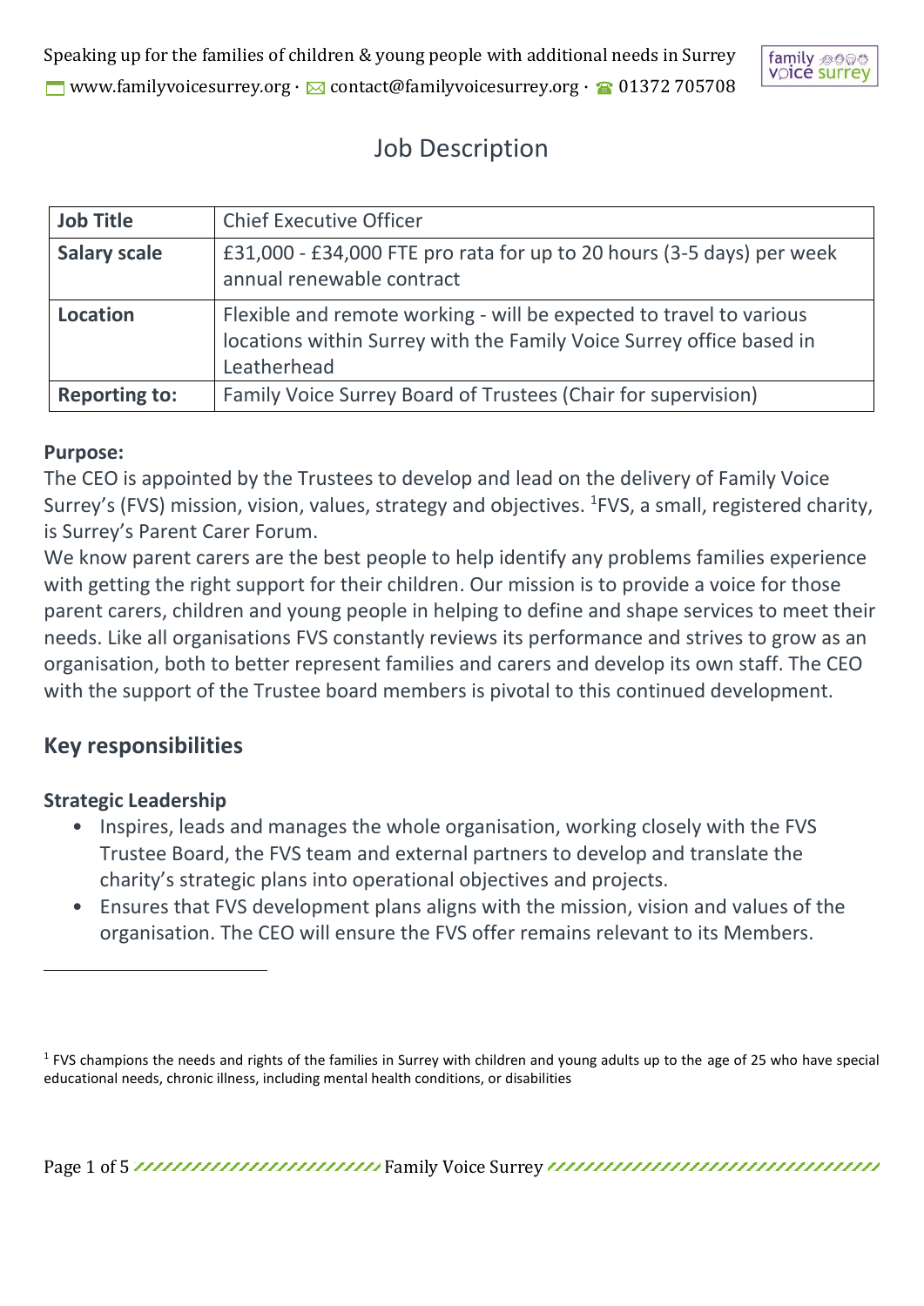# Job Description

| Job Title | Chief Executive Officer |
|---|---|
| **Salary scale** | £31,000 - £34,000 FTE pro rata for up to 20 hours (3-5 days) per week annual renewable contract |
| **Location** | Flexible and remote working - will be expected to travel to various locations within Surrey with the Family Voice Surrey office based in Leatherhead |
| **Reporting to:** | Family Voice Surrey Board of Trustees (Chair for supervision) |

**Purpose:**

The CEO is appointed by the Trustees to develop and lead on the delivery of Family Voice Surrey's (FVS) mission, vision, values, strategy and objectives. [1]FVS, a small, registered charity, is Surrey's Parent Carer Forum.

We know parent carers are the best people to help identify any problems families experience with getting the right support for their children. Our mission is to provide a voice for those parent carers, children and young people in helping to define and shape services to meet their needs. Like all organisations FVS constantly reviews its performance and strives to grow as an organisation, both to better represent families and carers and develop its own staff. The CEO with the support of the Trustee board members is pivotal to this continued development.

## Key responsibilities

### Strategic Leadership

- Inspires, leads and manages the whole organisation, working closely with the FVS Trustee Board, the FVS team and external partners to develop and translate the charity's strategic plans into operational objectives and projects.
- Ensures that FVS development plans aligns with the mission, vision and values of the organisation. The CEO will ensure the FVS offer remains relevant to its Members.

[1] FVS champions the needs and rights of the families in Surrey with children and young adults up to the age of 25 who have special educational needs, chronic illness, including mental health conditions, or disabilities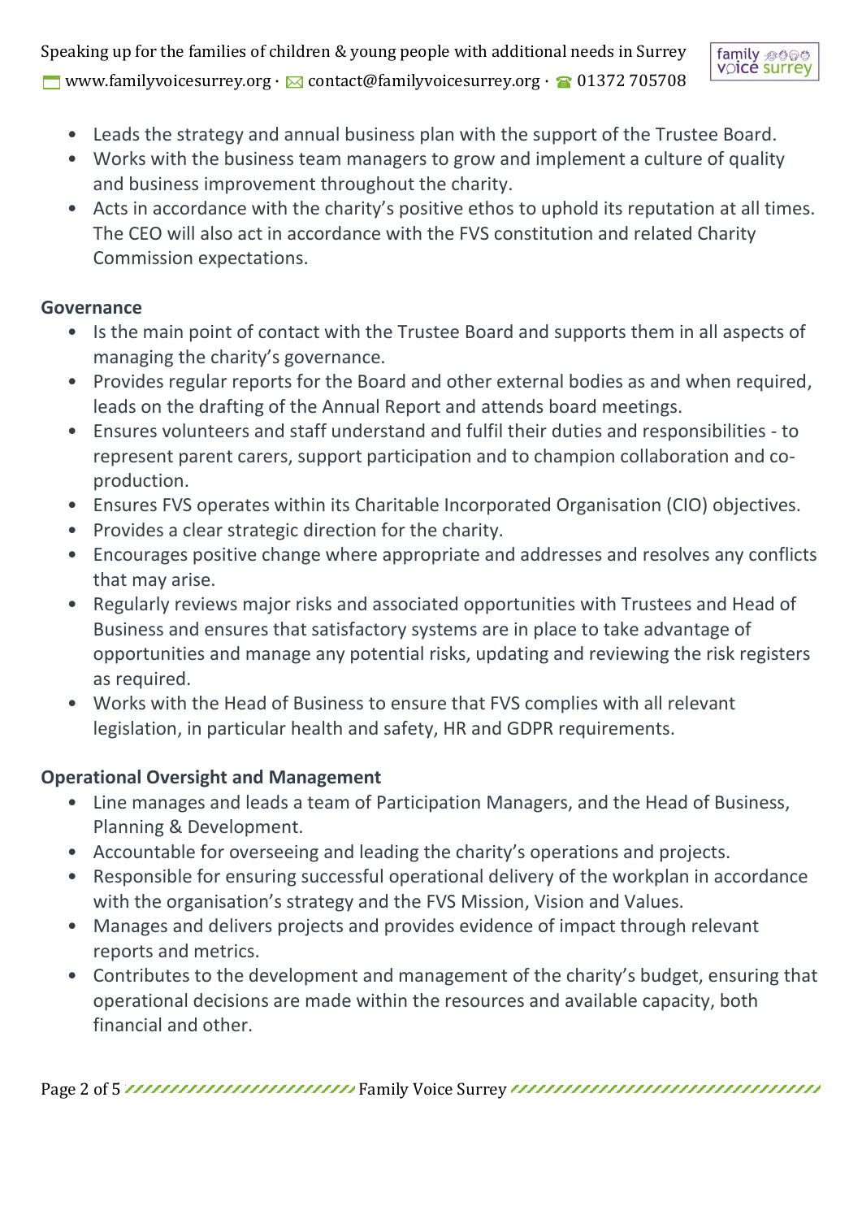- Leads the strategy and annual business plan with the support of the Trustee Board.
- Works with the business team managers to grow and implement a culture of quality and business improvement throughout the charity.
- Acts in accordance with the charity's positive ethos to uphold its reputation at all times. The CEO will also act in accordance with the FVS constitution and related Charity Commission expectations.

**Governance**

- Is the main point of contact with the Trustee Board and supports them in all aspects of managing the charity's governance.
- Provides regular reports for the Board and other external bodies as and when required, leads on the drafting of the Annual Report and attends board meetings.
- Ensures volunteers and staff understand and fulfil their duties and responsibilities - to represent parent carers, support participation and to champion collaboration and co-production.
- Ensures FVS operates within its Charitable Incorporated Organisation (CIO) objectives.
- Provides a clear strategic direction for the charity.
- Encourages positive change where appropriate and addresses and resolves any conflicts that may arise.
- Regularly reviews major risks and associated opportunities with Trustees and Head of Business and ensures that satisfactory systems are in place to take advantage of opportunities and manage any potential risks, updating and reviewing the risk registers as required.
- Works with the Head of Business to ensure that FVS complies with all relevant legislation, in particular health and safety, HR and GDPR requirements.

**Operational Oversight and Management**

- Line manages and leads a team of Participation Managers, and the Head of Business, Planning & Development.
- Accountable for overseeing and leading the charity's operations and projects.
- Responsible for ensuring successful operational delivery of the workplan in accordance with the organisation's strategy and the FVS Mission, Vision and Values.
- Manages and delivers projects and provides evidence of impact through relevant reports and metrics.
- Contributes to the development and management of the charity's budget, ensuring that operational decisions are made within the resources and available capacity, both financial and other.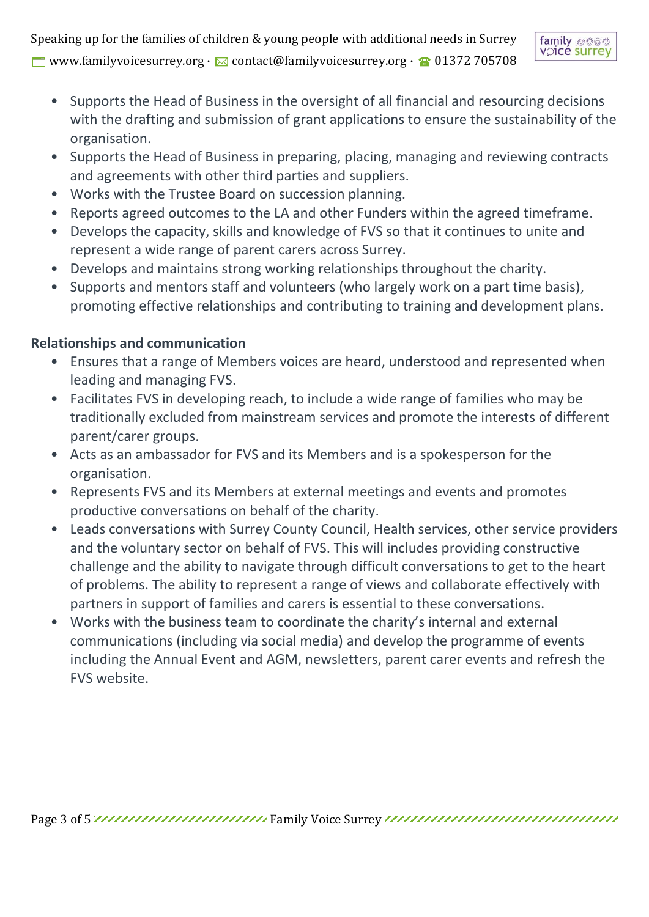- Supports the Head of Business in the oversight of all financial and resourcing decisions with the drafting and submission of grant applications to ensure the sustainability of the organisation.
- Supports the Head of Business in preparing, placing, managing and reviewing contracts and agreements with other third parties and suppliers.
- Works with the Trustee Board on succession planning.
- Reports agreed outcomes to the LA and other Funders within the agreed timeframe.
- Develops the capacity, skills and knowledge of FVS so that it continues to unite and represent a wide range of parent carers across Surrey.
- Develops and maintains strong working relationships throughout the charity.
- Supports and mentors staff and volunteers (who largely work on a part time basis), promoting effective relationships and contributing to training and development plans.

**Relationships and communication**

- Ensures that a range of Members voices are heard, understood and represented when leading and managing FVS.
- Facilitates FVS in developing reach, to include a wide range of families who may be traditionally excluded from mainstream services and promote the interests of different parent/carer groups.
- Acts as an ambassador for FVS and its Members and is a spokesperson for the organisation.
- Represents FVS and its Members at external meetings and events and promotes productive conversations on behalf of the charity.
- Leads conversations with Surrey County Council, Health services, other service providers and the voluntary sector on behalf of FVS. This will includes providing constructive challenge and the ability to navigate through difficult conversations to get to the heart of problems. The ability to represent a range of views and collaborate effectively with partners in support of families and carers is essential to these conversations.
- Works with the business team to coordinate the charity's internal and external communications (including via social media) and develop the programme of events including the Annual Event and AGM, newsletters, parent carer events and refresh the FVS website.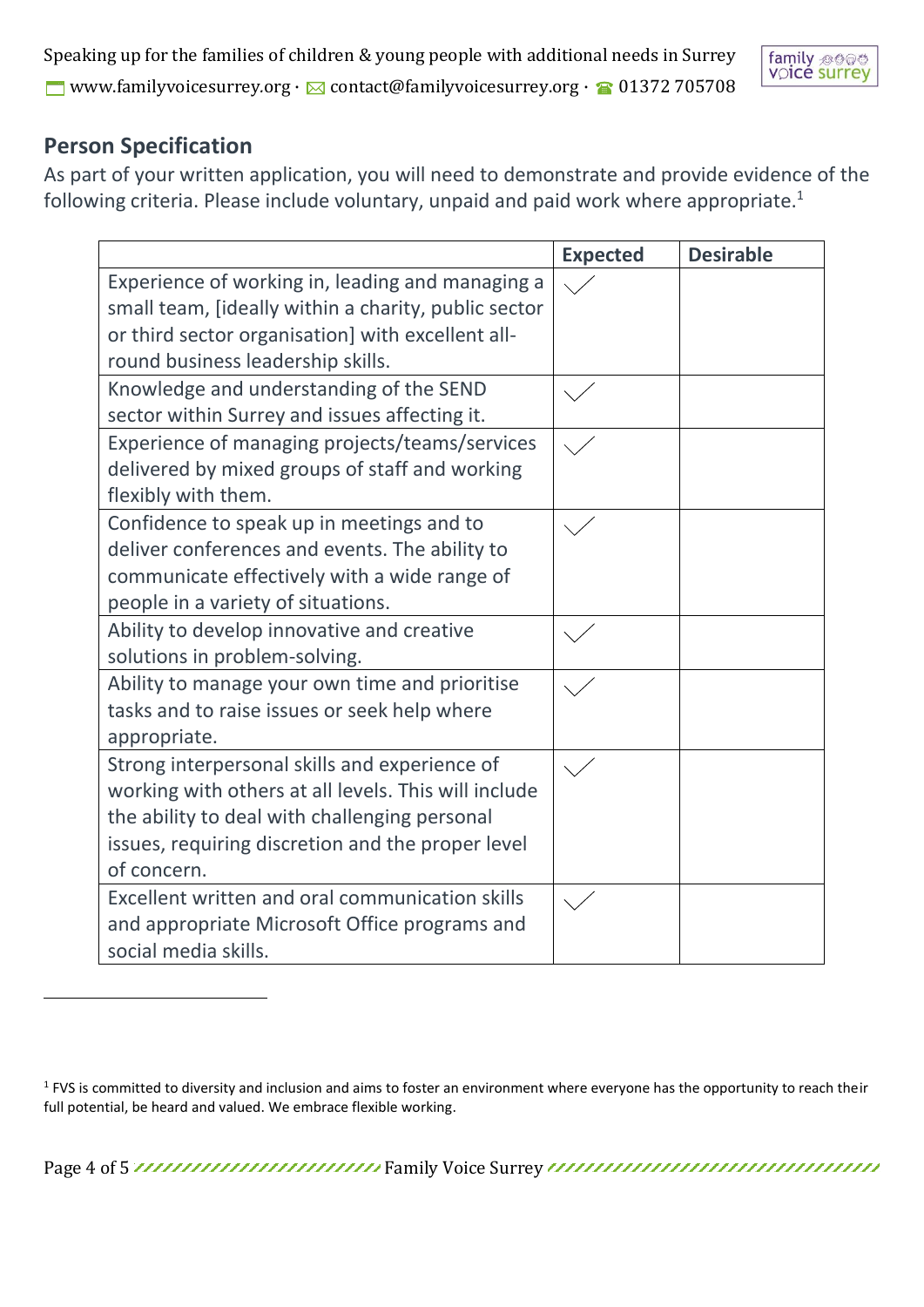## Person Specification

As part of your written application, you will need to demonstrate and provide evidence of the following criteria. Please include voluntary, unpaid and paid work where appropriate.[1]

| | Expected | Desirable |
|---|---|---|
| Experience of working in, leading and managing a small team, [ideally within a charity, public sector or third sector organisation] with excellent all-round business leadership skills. | ✓ | |
| Knowledge and understanding of the SEND sector within Surrey and issues affecting it. | ✓ | |
| Experience of managing projects/teams/services delivered by mixed groups of staff and working flexibly with them. | ✓ | |
| Confidence to speak up in meetings and to deliver conferences and events. The ability to communicate effectively with a wide range of people in a variety of situations. | ✓ | |
| Ability to develop innovative and creative solutions in problem-solving. | ✓ | |
| Ability to manage your own time and prioritise tasks and to raise issues or seek help where appropriate. | ✓ | |
| Strong interpersonal skills and experience of working with others at all levels. This will include the ability to deal with challenging personal issues, requiring discretion and the proper level of concern. | ✓ | |
| Excellent written and oral communication skills and appropriate Microsoft Office programs and social media skills. | ✓ | |

[1] FVS is committed to diversity and inclusion and aims to foster an environment where everyone has the opportunity to reach their full potential, be heard and valued. We embrace flexible working.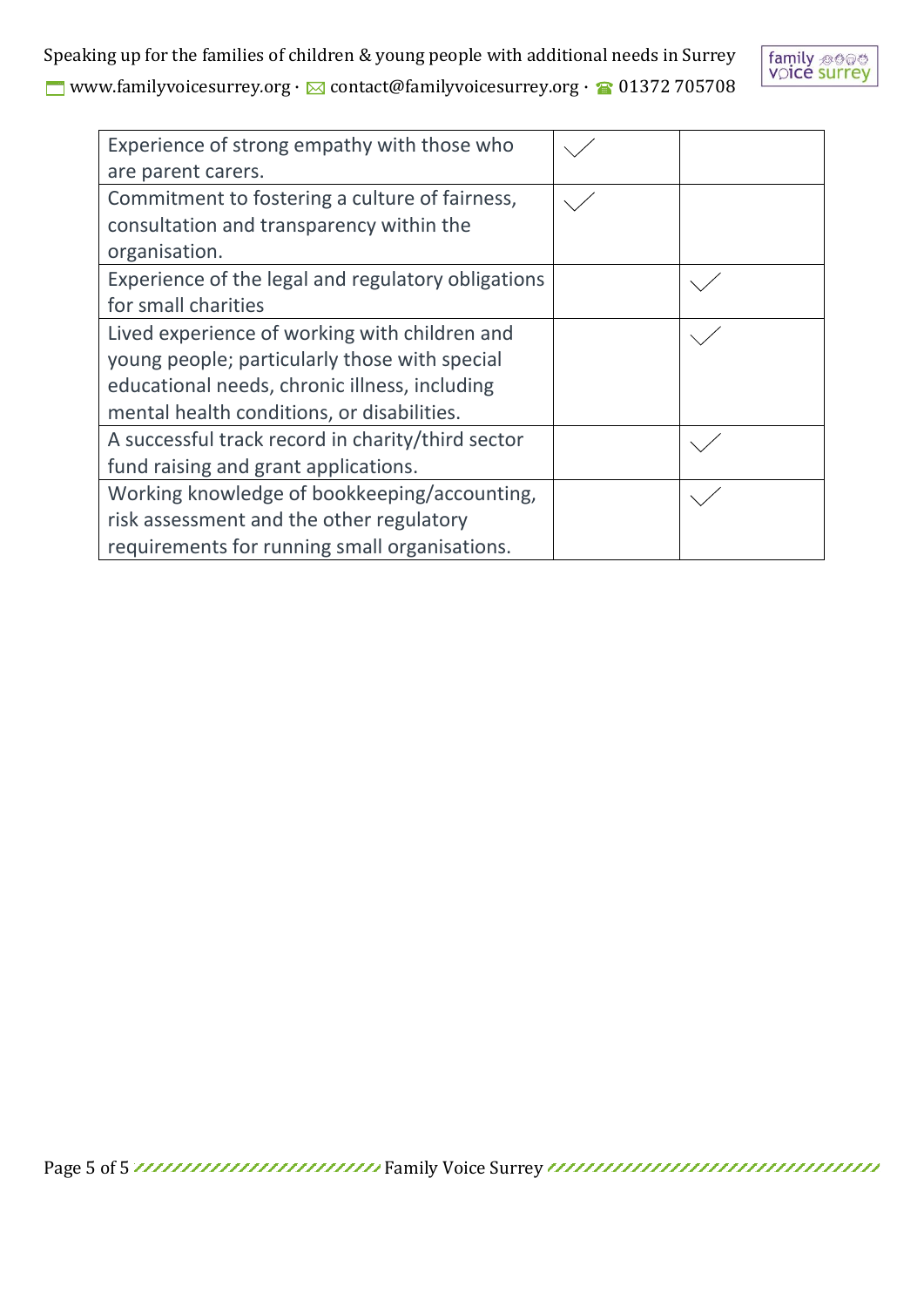| | | |
|---|---|---|
| Experience of strong empathy with those who are parent carers. | ✓ | |
| Commitment to fostering a culture of fairness, consultation and transparency within the organisation. | ✓ | |
| Experience of the legal and regulatory obligations for small charities | | ✓ |
| Lived experience of working with children and young people; particularly those with special educational needs, chronic illness, including mental health conditions, or disabilities. | | ✓ |
| A successful track record in charity/third sector fund raising and grant applications. | | ✓ |
| Working knowledge of bookkeeping/accounting, risk assessment and the other regulatory requirements for running small organisations. | | ✓ |